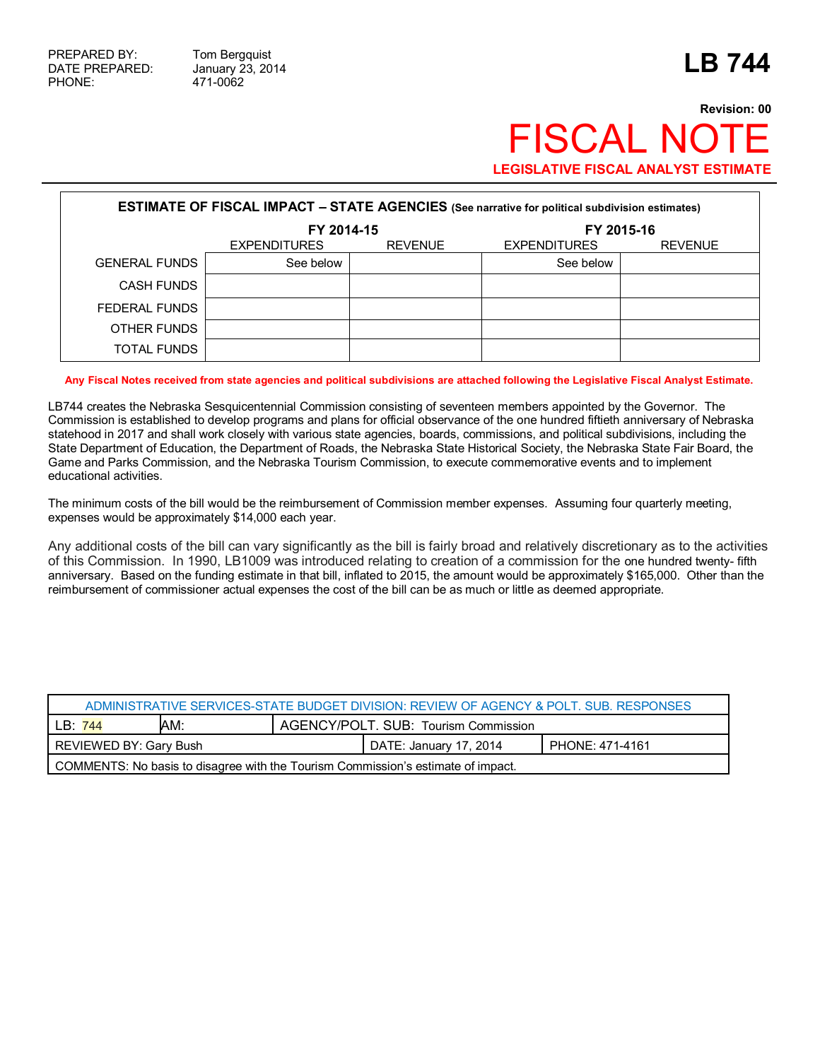PREPARED BY: Tom Bergquist
DATE PREPARED: January 23, 2014
PHONE: 471-0062

# LB 744

**Revision: 00**

# FISCAL NOTE

**LEGISLATIVE FISCAL ANALYST ESTIMATE**

| **ESTIMATE OF FISCAL IMPACT – STATE AGENCIES** (See narrative for political subdivision estimates) | | | | |
|---|---|---|---|---|
| | **FY 2014-15** | | **FY 2015-16** | |
| | EXPENDITURES | REVENUE | EXPENDITURES | REVENUE |
| GENERAL FUNDS | See below | | See below | |
| CASH FUNDS | | | | |
| FEDERAL FUNDS | | | | |
| OTHER FUNDS | | | | |
| TOTAL FUNDS | | | | |

**Any Fiscal Notes received from state agencies and political subdivisions are attached following the Legislative Fiscal Analyst Estimate.**

LB744 creates the Nebraska Sesquicentennial Commission consisting of seventeen members appointed by the Governor. The Commission is established to develop programs and plans for official observance of the one hundred fiftieth anniversary of Nebraska statehood in 2017 and shall work closely with various state agencies, boards, commissions, and political subdivisions, including the State Department of Education, the Department of Roads, the Nebraska State Historical Society, the Nebraska State Fair Board, the Game and Parks Commission, and the Nebraska Tourism Commission, to execute commemorative events and to implement educational activities.

The minimum costs of the bill would be the reimbursement of Commission member expenses. Assuming four quarterly meeting, expenses would be approximately $14,000 each year.

Any additional costs of the bill can vary significantly as the bill is fairly broad and relatively discretionary as to the activities of this Commission. In 1990, LB1009 was introduced relating to creation of a commission for the one hundred twenty- fifth anniversary. Based on the funding estimate in that bill, inflated to 2015, the amount would be approximately $165,000. Other than the reimbursement of commissioner actual expenses the cost of the bill can be as much or little as deemed appropriate.

| ADMINISTRATIVE SERVICES-STATE BUDGET DIVISION: REVIEW OF AGENCY & POLT. SUB. RESPONSES | | |
|---|---|---|
| LB: 744 AM: | AGENCY/POLT. SUB: Tourism Commission | |
| REVIEWED BY: Gary Bush | DATE: January 17, 2014 | PHONE: 471-4161 |
| COMMENTS: No basis to disagree with the Tourism Commission's estimate of impact. | | |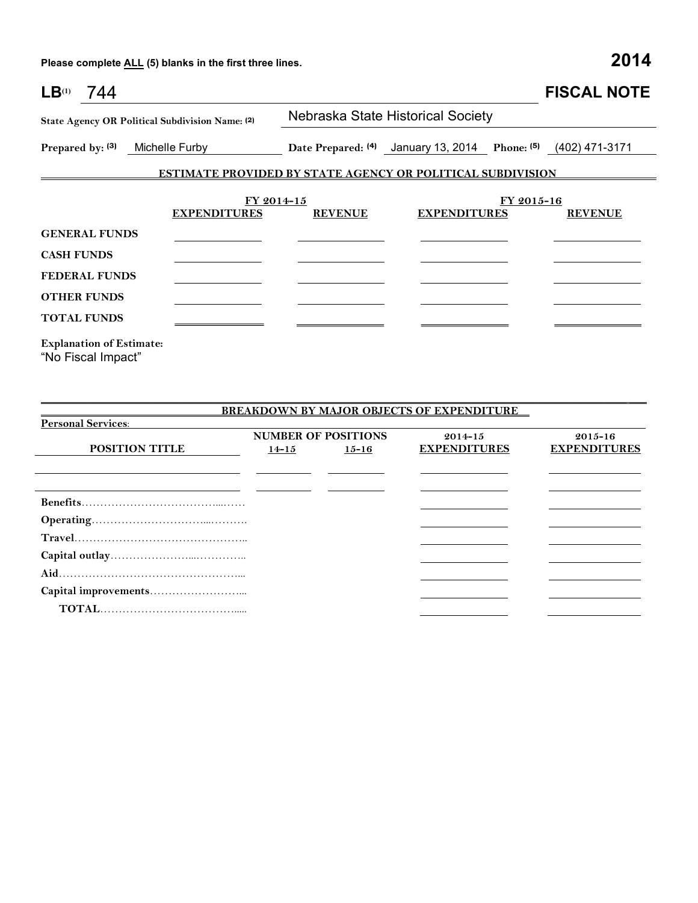Please complete **ALL** (5) blanks in the first three lines. **2014**

# LB(1) 744 FISCAL NOTE

**State Agency OR Political Subdivision Name: (2)** Nebraska State Historical Society

**Prepared by: (3)** Michelle Furby **Date Prepared: (4)** January 13, 2014 **Phone: (5)** (402) 471-3171

## ESTIMATE PROVIDED BY STATE AGENCY OR POLITICAL SUBDIVISION

| | FY 2014-15 | | FY 2015-16 | |
|---|---|---|---|---|
| | **EXPENDITURES** | **REVENUE** | **EXPENDITURES** | **REVENUE** |
| **GENERAL FUNDS** | | | | |
| **CASH FUNDS** | | | | |
| **FEDERAL FUNDS** | | | | |
| **OTHER FUNDS** | | | | |
| **TOTAL FUNDS** | | | | |

**Explanation of Estimate:**
"No Fiscal Impact"

## BREAKDOWN BY MAJOR OBJECTS OF EXPENDITURE

**Personal Services:**

| **POSITION TITLE** | **NUMBER OF POSITIONS 14-15** | **NUMBER OF POSITIONS 15-16** | **2014-15 EXPENDITURES** | **2015-16 EXPENDITURES** |
|---|---|---|---|---|
| | | | | |
| | | | | |
| **Benefits** | | | | |
| **Operating** | | | | |
| **Travel** | | | | |
| **Capital outlay** | | | | |
| **Aid** | | | | |
| **Capital improvements** | | | | |
| **TOTAL** | | | | |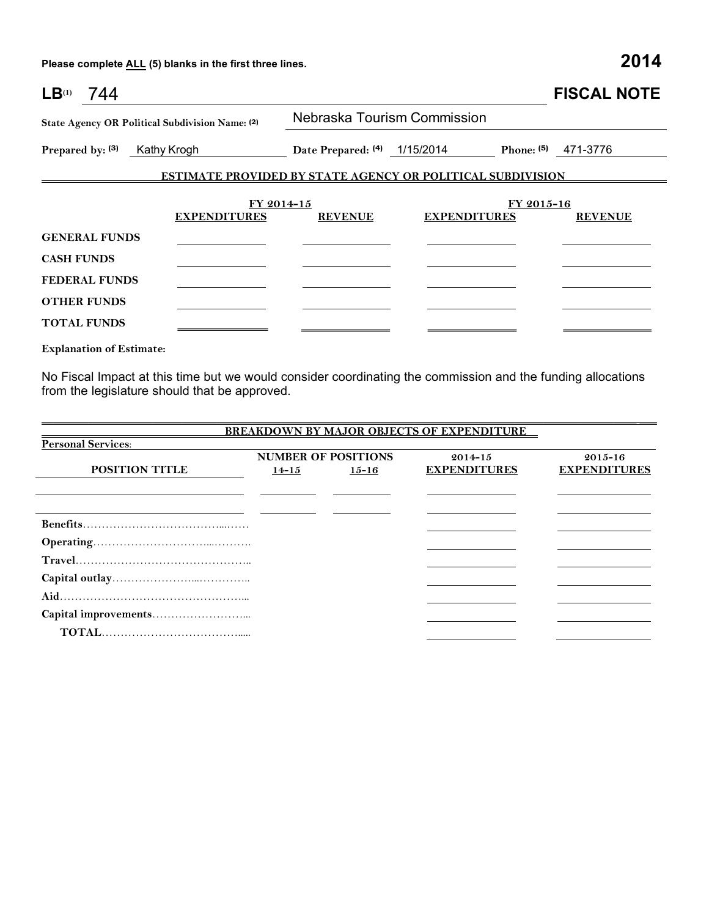Please complete **ALL** (5) blanks in the first three lines. **2014**

# LB(1) 744 FISCAL NOTE

**State Agency OR Political Subdivision Name: (2)** Nebraska Tourism Commission

**Prepared by: (3)** Kathy Krogh **Date Prepared: (4)** 1/15/2014 **Phone: (5)** 471-3776

## ESTIMATE PROVIDED BY STATE AGENCY OR POLITICAL SUBDIVISION

| | FY 2014-15 | | FY 2015-16 | |
|---|---|---|---|---|
| | **EXPENDITURES** | **REVENUE** | **EXPENDITURES** | **REVENUE** |
| **GENERAL FUNDS** | | | | |
| **CASH FUNDS** | | | | |
| **FEDERAL FUNDS** | | | | |
| **OTHER FUNDS** | | | | |
| **TOTAL FUNDS** | | | | |

**Explanation of Estimate:**

No Fiscal Impact at this time but we would consider coordinating the commission and the funding allocations from the legislature should that be approved.

## BREAKDOWN BY MAJOR OBJECTS OF EXPENDITURE

**Personal Services:**

| POSITION TITLE | NUMBER OF POSITIONS 14-15 | NUMBER OF POSITIONS 15-16 | 2014-15 EXPENDITURES | 2015-16 EXPENDITURES |
|---|---|---|---|---|
| | | | | |
| | | | | |
| **Benefits** | | | | |
| **Operating** | | | | |
| **Travel** | | | | |
| **Capital outlay** | | | | |
| **Aid** | | | | |
| **Capital improvements** | | | | |
| **TOTAL** | | | | |